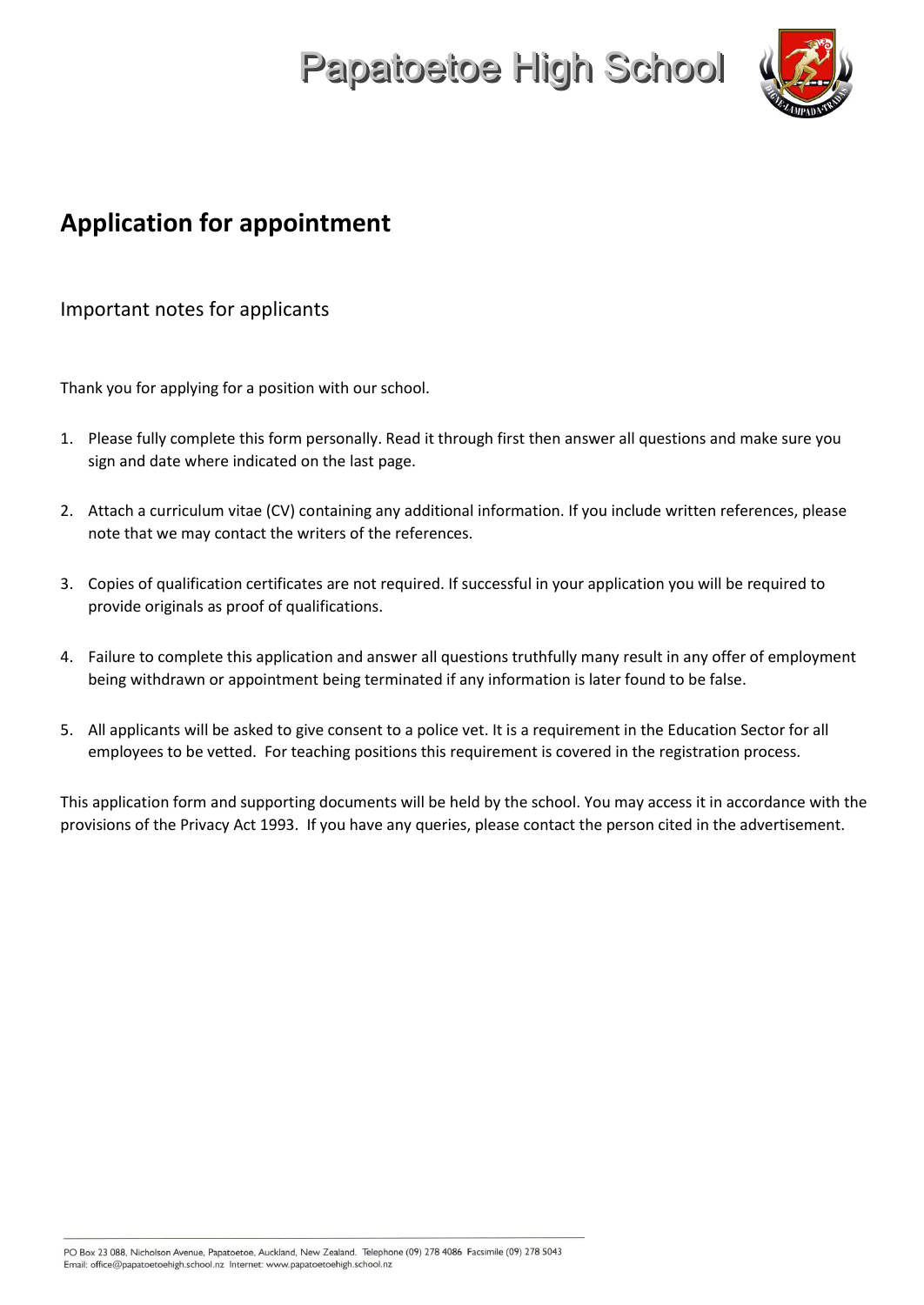# Papatoetoe High School

## Application for appointment

### Important notes for applicants

Thank you for applying for a position with our school.

1. Please fully complete this form personally. Read it through first then answer all questions and make sure you sign and date where indicated on the last page.

2. Attach a curriculum vitae (CV) containing any additional information. If you include written references, please note that we may contact the writers of the references.

3. Copies of qualification certificates are not required. If successful in your application you will be required to provide originals as proof of qualifications.

4. Failure to complete this application and answer all questions truthfully many result in any offer of employment being withdrawn or appointment being terminated if any information is later found to be false.

5. All applicants will be asked to give consent to a police vet. It is a requirement in the Education Sector for all employees to be vetted. For teaching positions this requirement is covered in the registration process.

This application form and supporting documents will be held by the school. You may access it in accordance with the provisions of the Privacy Act 1993. If you have any queries, please contact the person cited in the advertisement.

PO Box 23 088, Nicholson Avenue, Papatoetoe, Auckland, New Zealand. Telephone (09) 278 4086 Facsimile (09) 278 5043
Email: office@papatoetoehigh.school.nz Internet: www.papatoetoehigh.school.nz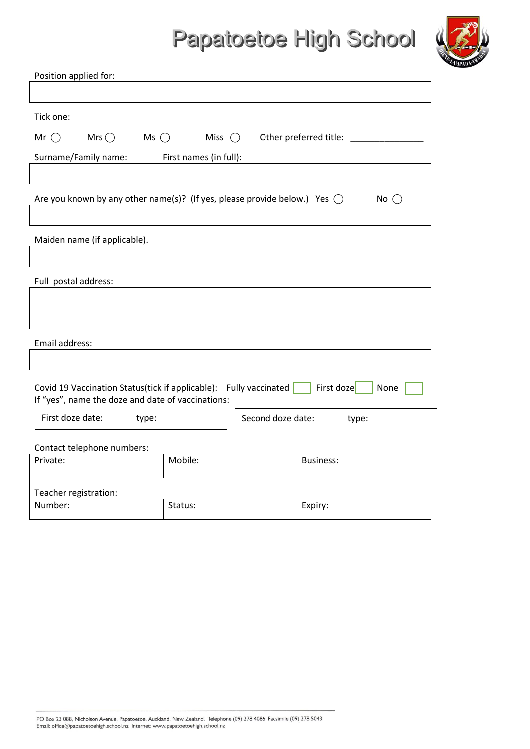# Papatoetoe High School

Position applied for:

Tick one:

Mr ◯ Mrs ◯ Ms ◯ Miss ◯ Other preferred title: _______________

Surname/Family name: First names (in full):

Are you known by any other name(s)? (If yes, please provide below.) Yes ◯ No ◯

Maiden name (if applicable).

Full postal address:

Email address:

Covid 19 Vaccination Status(tick if applicable): Fully vaccinated ☐ First doze ☐ None ☐
If "yes", name the doze and date of vaccinations:

| First doze date: type: | Second doze date: type: |
|---|---|

Contact telephone numbers:

| Private: | Mobile: | Business: |
|---|---|---|

Teacher registration:

| Number: | Status: | Expiry: |
|---|---|---|

PO Box 23 088, Nicholson Avenue, Papatoetoe, Auckland, New Zealand. Telephone (09) 278 4086 Facsimile (09) 278 5043
Email: office@papatoetoehigh.school.nz Internet: www.papatoetoehigh.school.nz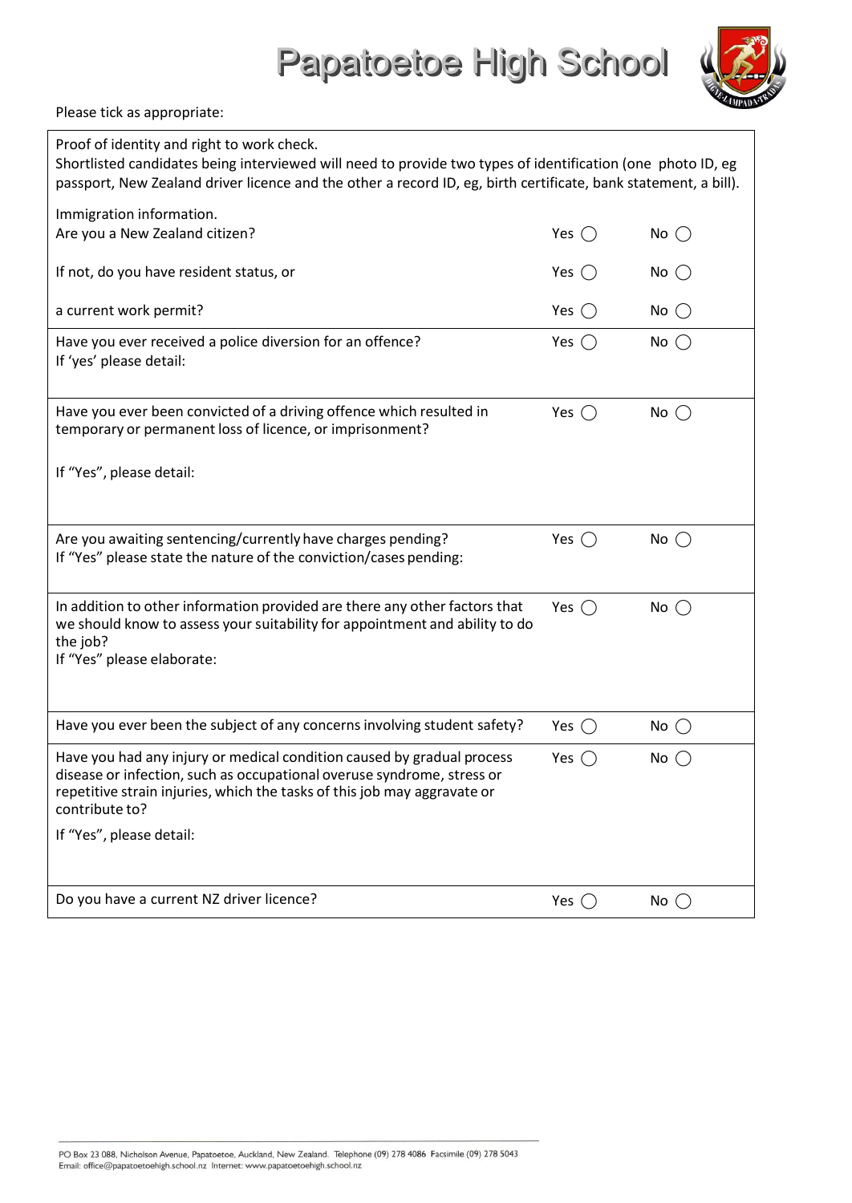# Papatoetoe High School

Please tick as appropriate:

| | | |
|---|---|---|
| Proof of identity and right to work check.<br>Shortlisted candidates being interviewed will need to provide two types of identification (one photo ID, eg passport, New Zealand driver licence and the other a record ID, eg, birth certificate, bank statement, a bill). | | |
| Immigration information.<br>Are you a New Zealand citizen? | Yes ◯ | No ◯ |
| If not, do you have resident status, or | Yes ◯ | No ◯ |
| a current work permit? | Yes ◯ | No ◯ |
| Have you ever received a police diversion for an offence?<br>If 'yes' please detail: | Yes ◯ | No ◯ |
| Have you ever been convicted of a driving offence which resulted in temporary or permanent loss of licence, or imprisonment?<br><br>If "Yes", please detail: | Yes ◯ | No ◯ |
| Are you awaiting sentencing/currently have charges pending?<br>If "Yes" please state the nature of the conviction/cases pending: | Yes ◯ | No ◯ |
| In addition to other information provided are there any other factors that we should know to assess your suitability for appointment and ability to do the job?<br>If "Yes" please elaborate: | Yes ◯ | No ◯ |
| Have you ever been the subject of any concerns involving student safety? | Yes ◯ | No ◯ |
| Have you had any injury or medical condition caused by gradual process disease or infection, such as occupational overuse syndrome, stress or repetitive strain injuries, which the tasks of this job may aggravate or contribute to?<br><br>If "Yes", please detail: | Yes ◯ | No ◯ |
| Do you have a current NZ driver licence? | Yes ◯ | No ◯ |

PO Box 23 088, Nicholson Avenue, Papatoetoe, Auckland, New Zealand. Telephone (09) 278 4086 Facsimile (09) 278 5043
Email: office@papatoetoehigh.school.nz Internet: www.papatoetoehigh.school.nz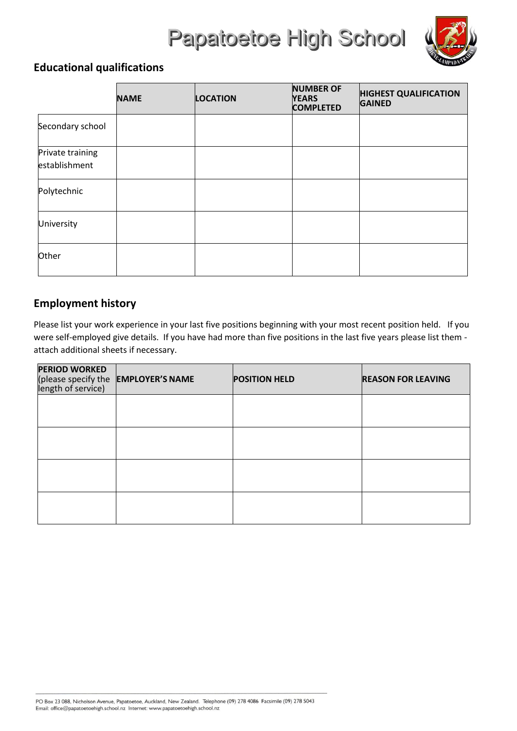## Educational qualifications

| | NAME | LOCATION | NUMBER OF YEARS COMPLETED | HIGHEST QUALIFICATION GAINED |
|---|---|---|---|---|
| Secondary school | | | | |
| Private training establishment | | | | |
| Polytechnic | | | | |
| University | | | | |
| Other | | | | |

## Employment history

Please list your work experience in your last five positions beginning with your most recent position held. If you were self-employed give details. If you have had more than five positions in the last five years please list them - attach additional sheets if necessary.

| PERIOD WORKED (please specify the length of service) | EMPLOYER'S NAME | POSITION HELD | REASON FOR LEAVING |
|---|---|---|---|
| | | | |
| | | | |
| | | | |
| | | | |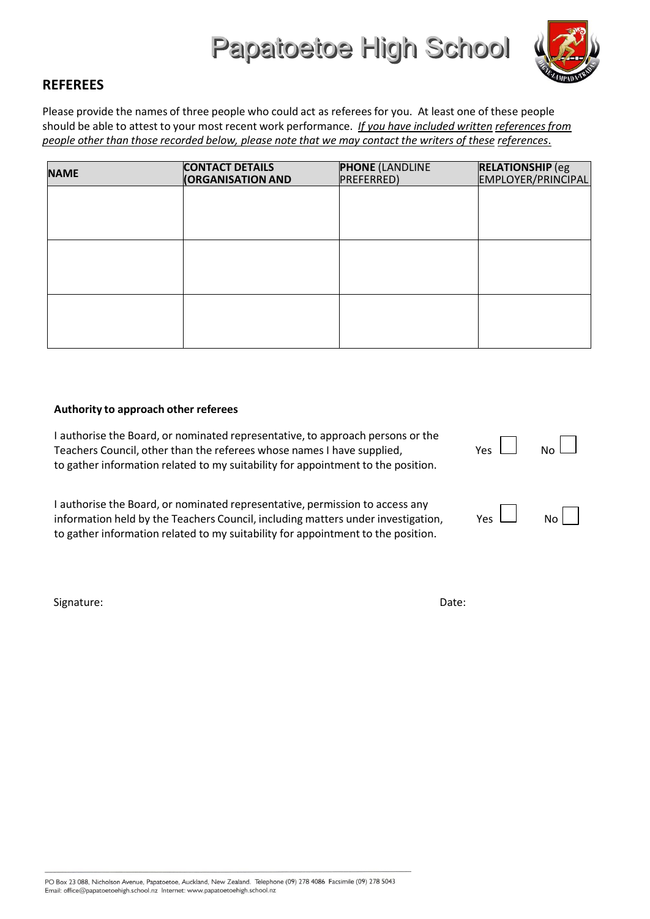Papatoetoe High School

## REFEREES

Please provide the names of three people who could act as referees for you. At least one of these people should be able to attest to your most recent work performance. *If you have included written references from people other than those recorded below, please note that we may contact the writers of these references.*

| **NAME** | **CONTACT DETAILS (ORGANISATION AND** | **PHONE** (LANDLINE PREFERRED) | **RELATIONSHIP** (eg EMPLOYER/PRINCIPAL |
|---|---|---|---|
| | | | |
| | | | |
| | | | |

**Authority to approach other referees**

I authorise the Board, or nominated representative, to approach persons or the Teachers Council, other than the referees whose names I have supplied, to gather information related to my suitability for appointment to the position. Yes ☐ No ☐

I authorise the Board, or nominated representative, permission to access any information held by the Teachers Council, including matters under investigation, to gather information related to my suitability for appointment to the position. Yes ☐ No ☐

Signature: Date:

PO Box 23 088, Nicholson Avenue, Papatoetoe, Auckland, New Zealand. Telephone (09) 278 4086 Facsimile (09) 278 5043
Email: office@papatoetoehigh.school.nz Internet: www.papatoetoehigh.school.nz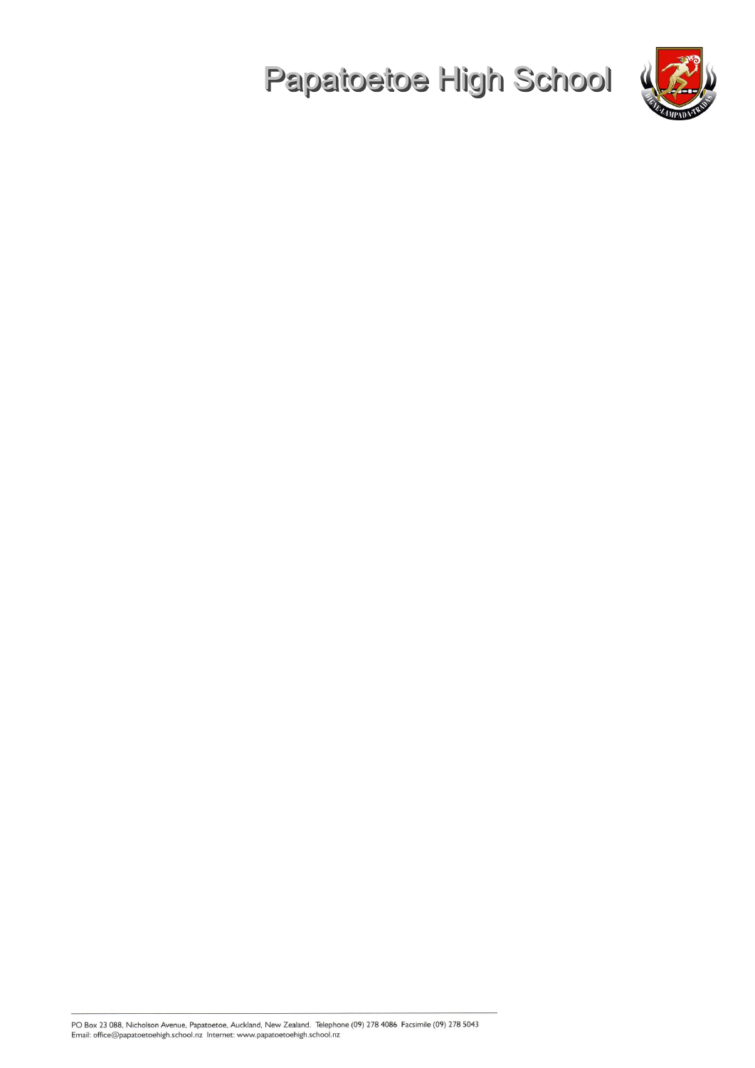# Papatoetoe High School

PO Box 23 088, Nicholson Avenue, Papatoetoe, Auckland, New Zealand. Telephone (09) 278 4086 Facsimile (09) 278 5043
Email: office@papatoetoehigh.school.nz Internet: www.papatoetoehigh.school.nz